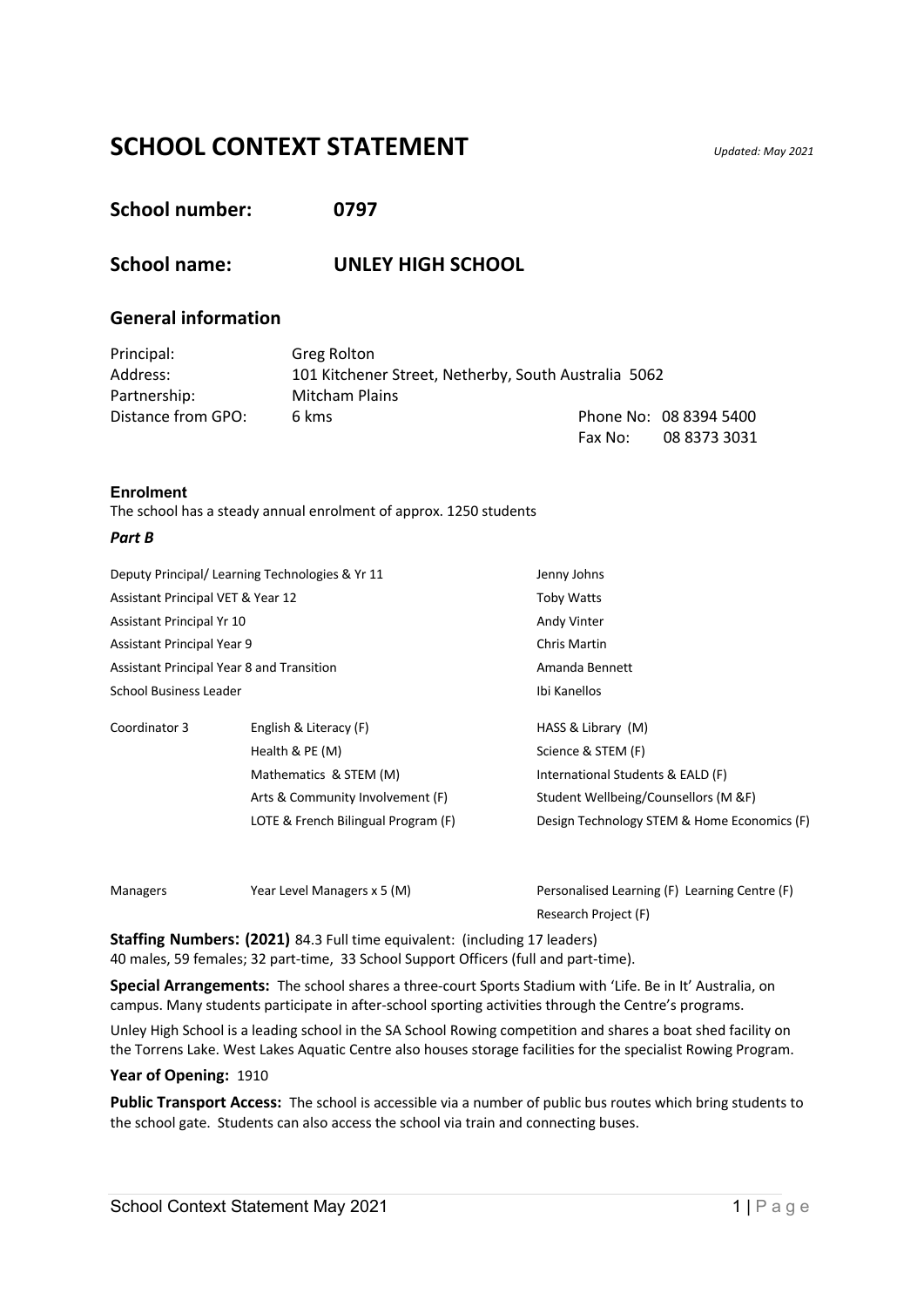# SCHOOL CONTEXT STATEMENT

*Updated: May 2021*

## School number: 0797

## School name: UNLEY HIGH SCHOOL

## General information

| | | | |
|---|---|---|---|
| Principal: | Greg Rolton | | |
| Address: | 101 Kitchener Street, Netherby, South Australia 5062 | | |
| Partnership: | Mitcham Plains | | |
| Distance from GPO: | 6 kms | Phone No: | 08 8394 5400 |
| | | Fax No: | 08 8373 3031 |

**Enrolment**

The school has a steady annual enrolment of approx. 1250 students

***Part B***

| | | | |
|---|---|---|---|
| Deputy Principal/ Learning Technologies & Yr 11 | | Jenny Johns | |
| Assistant Principal VET & Year 12 | | Toby Watts | |
| Assistant Principal Yr 10 | | Andy Vinter | |
| Assistant Principal Year 9 | | Chris Martin | |
| Assistant Principal Year 8 and Transition | | Amanda Bennett | |
| School Business Leader | | Ibi Kanellos | |
| Coordinator 3 | English & Literacy (F) | HASS & Library (M) | |
| | Health & PE (M) | Science & STEM (F) | |
| | Mathematics & STEM (M) | International Students & EALD (F) | |
| | Arts & Community Involvement (F) | Student Wellbeing/Counsellors (M &F) | |
| | LOTE & French Bilingual Program (F) | Design Technology STEM & Home Economics (F) | |
| Managers | Year Level Managers x 5 (M) | Personalised Learning (F) Learning Centre (F) | |
| | | Research Project (F) | |

**Staffing Numbers: (2021)** 84.3 Full time equivalent: (including 17 leaders)
40 males, 59 females; 32 part-time, 33 School Support Officers (full and part-time).

**Special Arrangements:** The school shares a three-court Sports Stadium with 'Life. Be in It' Australia, on campus. Many students participate in after-school sporting activities through the Centre's programs.

Unley High School is a leading school in the SA School Rowing competition and shares a boat shed facility on the Torrens Lake. West Lakes Aquatic Centre also houses storage facilities for the specialist Rowing Program.

**Year of Opening:** 1910

**Public Transport Access:** The school is accessible via a number of public bus routes which bring students to the school gate. Students can also access the school via train and connecting buses.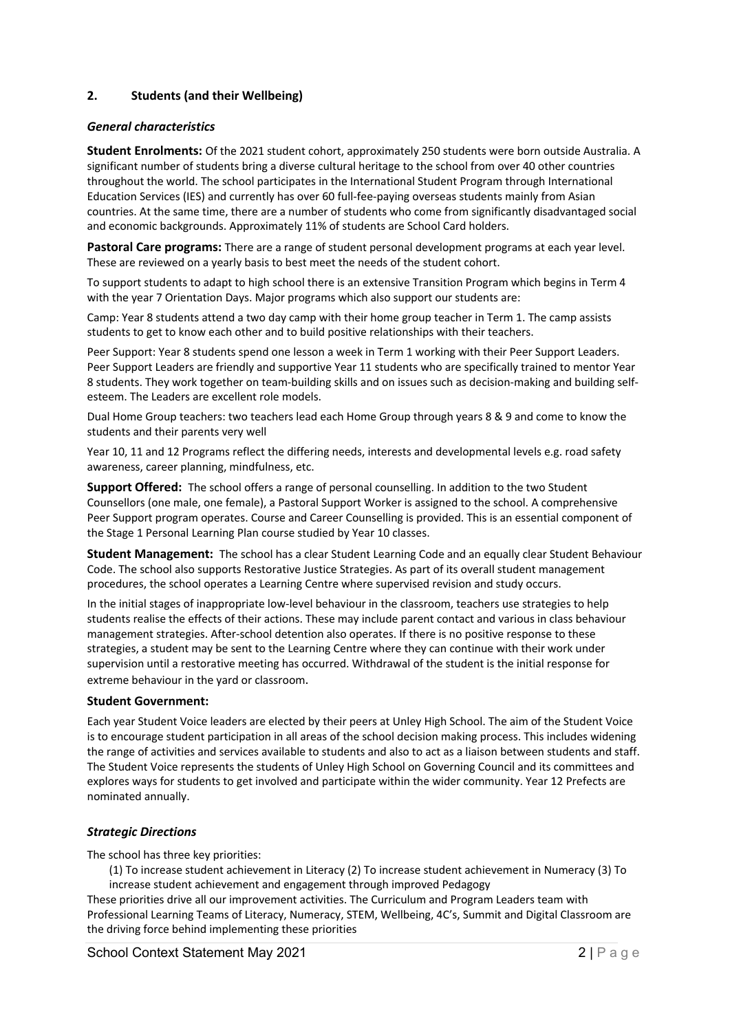## 2. Students (and their Wellbeing)

### *General characteristics*

**Student Enrolments:** Of the 2021 student cohort, approximately 250 students were born outside Australia. A significant number of students bring a diverse cultural heritage to the school from over 40 other countries throughout the world. The school participates in the International Student Program through International Education Services (IES) and currently has over 60 full-fee-paying overseas students mainly from Asian countries. At the same time, there are a number of students who come from significantly disadvantaged social and economic backgrounds. Approximately 11% of students are School Card holders.

**Pastoral Care programs:** There are a range of student personal development programs at each year level. These are reviewed on a yearly basis to best meet the needs of the student cohort.

To support students to adapt to high school there is an extensive Transition Program which begins in Term 4 with the year 7 Orientation Days. Major programs which also support our students are:

Camp: Year 8 students attend a two day camp with their home group teacher in Term 1. The camp assists students to get to know each other and to build positive relationships with their teachers.

Peer Support: Year 8 students spend one lesson a week in Term 1 working with their Peer Support Leaders. Peer Support Leaders are friendly and supportive Year 11 students who are specifically trained to mentor Year 8 students. They work together on team-building skills and on issues such as decision-making and building self-esteem. The Leaders are excellent role models.

Dual Home Group teachers: two teachers lead each Home Group through years 8 & 9 and come to know the students and their parents very well

Year 10, 11 and 12 Programs reflect the differing needs, interests and developmental levels e.g. road safety awareness, career planning, mindfulness, etc.

**Support Offered:** The school offers a range of personal counselling. In addition to the two Student Counsellors (one male, one female), a Pastoral Support Worker is assigned to the school. A comprehensive Peer Support program operates. Course and Career Counselling is provided. This is an essential component of the Stage 1 Personal Learning Plan course studied by Year 10 classes.

**Student Management:** The school has a clear Student Learning Code and an equally clear Student Behaviour Code. The school also supports Restorative Justice Strategies. As part of its overall student management procedures, the school operates a Learning Centre where supervised revision and study occurs.

In the initial stages of inappropriate low-level behaviour in the classroom, teachers use strategies to help students realise the effects of their actions. These may include parent contact and various in class behaviour management strategies. After-school detention also operates. If there is no positive response to these strategies, a student may be sent to the Learning Centre where they can continue with their work under supervision until a restorative meeting has occurred. Withdrawal of the student is the initial response for extreme behaviour in the yard or classroom.

**Student Government:**

Each year Student Voice leaders are elected by their peers at Unley High School. The aim of the Student Voice is to encourage student participation in all areas of the school decision making process. This includes widening the range of activities and services available to students and also to act as a liaison between students and staff. The Student Voice represents the students of Unley High School on Governing Council and its committees and explores ways for students to get involved and participate within the wider community. Year 12 Prefects are nominated annually.

### *Strategic Directions*

The school has three key priorities:

(1) To increase student achievement in Literacy (2) To increase student achievement in Numeracy (3) To increase student achievement and engagement through improved Pedagogy

These priorities drive all our improvement activities. The Curriculum and Program Leaders team with Professional Learning Teams of Literacy, Numeracy, STEM, Wellbeing, 4C's, Summit and Digital Classroom are the driving force behind implementing these priorities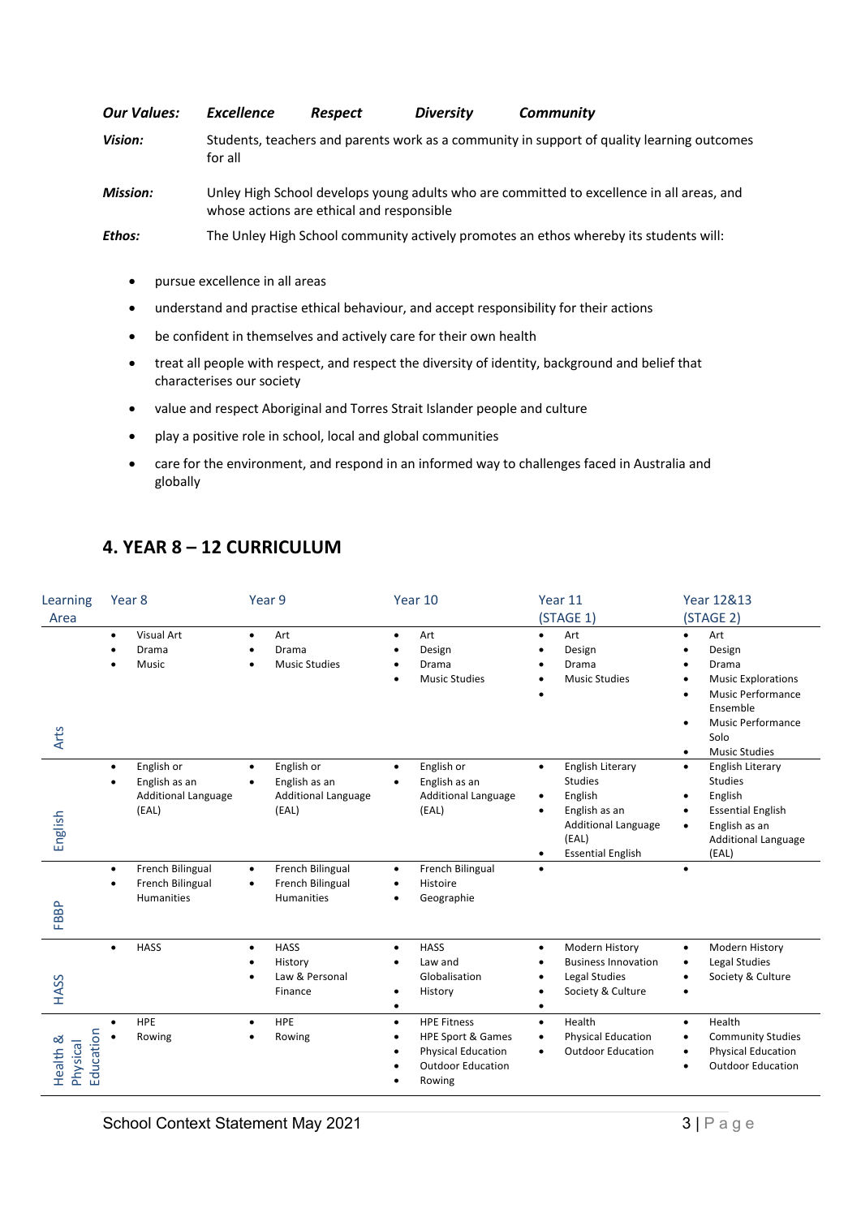| | | | | |
|---|---|---|---|---|
| ***Our Values:*** | ***Excellence*** | ***Respect*** | ***Diversity*** | ***Community*** |

***Vision:*** Students, teachers and parents work as a community in support of quality learning outcomes for all

***Mission:*** Unley High School develops young adults who are committed to excellence in all areas, and whose actions are ethical and responsible

***Ethos:*** The Unley High School community actively promotes an ethos whereby its students will:

- pursue excellence in all areas
- understand and practise ethical behaviour, and accept responsibility for their actions
- be confident in themselves and actively care for their own health
- treat all people with respect, and respect the diversity of identity, background and belief that characterises our society
- value and respect Aboriginal and Torres Strait Islander people and culture
- play a positive role in school, local and global communities
- care for the environment, and respond in an informed way to challenges faced in Australia and globally

## 4. YEAR 8 – 12 CURRICULUM

| Learning Area | Year 8 | Year 9 | Year 10 | Year 11 (STAGE 1) | Year 12&13 (STAGE 2) |
|---|---|---|---|---|---|
| Arts | • Visual Art<br>• Drama<br>• Music | • Art<br>• Drama<br>• Music Studies | • Art<br>• Design<br>• Drama<br>• Music Studies | • Art<br>• Design<br>• Drama<br>• Music Studies<br>• | • Art<br>• Design<br>• Drama<br>• Music Explorations<br>• Music Performance Ensemble<br>• Music Performance Solo<br>• Music Studies |
| English | • English or<br>• English as an Additional Language (EAL) | • English or<br>• English as an Additional Language (EAL) | • English or<br>• English as an Additional Language (EAL) | • English Literary Studies<br>• English<br>• English as an Additional Language (EAL)<br>• Essential English | • English Literary Studies<br>• English<br>• Essential English<br>• English as an Additional Language (EAL) |
| FBBP | • French Bilingual<br>• French Bilingual Humanities | • French Bilingual<br>• French Bilingual Humanities | • French Bilingual<br>• Histoire<br>• Geographie | • | • |
| HASS | • HASS | • HASS<br>• History<br>• Law & Personal Finance | • HASS<br>• Law and Globalisation<br>• History<br>• | • Modern History<br>• Business Innovation<br>• Legal Studies<br>• Society & Culture<br>• | • Modern History<br>• Legal Studies<br>• Society & Culture<br>• |
| Health & Physical Education | • HPE<br>• Rowing | • HPE<br>• Rowing | • HPE Fitness<br>• HPE Sport & Games<br>• Physical Education<br>• Outdoor Education<br>• Rowing | • Health<br>• Physical Education<br>• Outdoor Education | • Health<br>• Community Studies<br>• Physical Education<br>• Outdoor Education |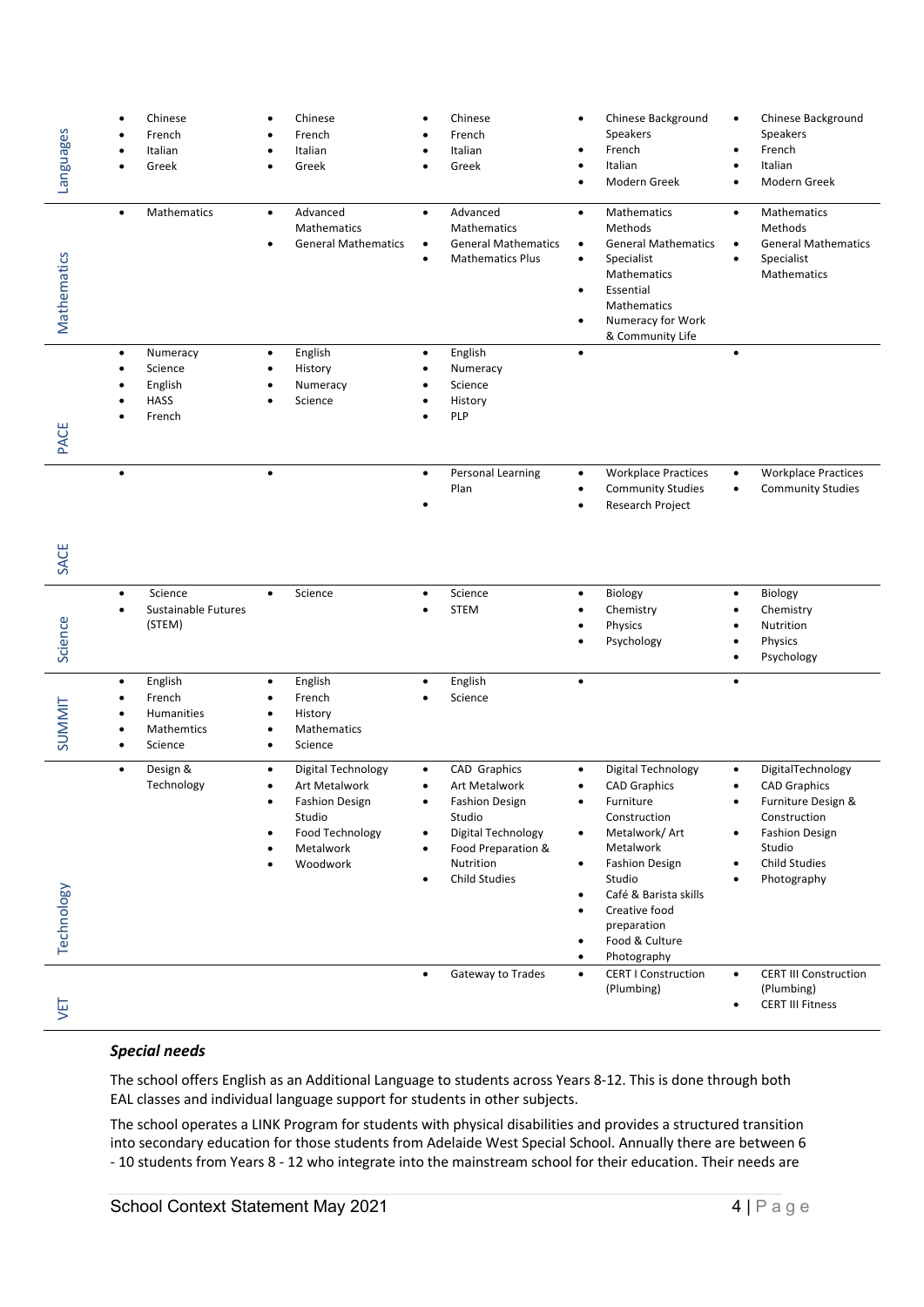| | | | | | |
|---|---|---|---|---|---|
| Languages | • Chinese<br>• French<br>• Italian<br>• Greek | • Chinese<br>• French<br>• Italian<br>• Greek | • Chinese<br>• French<br>• Italian<br>• Greek | • Chinese Background Speakers<br>• French<br>• Italian<br>• Modern Greek | • Chinese Background Speakers<br>• French<br>• Italian<br>• Modern Greek |
| Mathematics | • Mathematics | • Advanced Mathematics<br>• General Mathematics | • Advanced Mathematics<br>• General Mathematics<br>• Mathematics Plus | • Mathematics Methods<br>• General Mathematics<br>• Specialist Mathematics<br>• Essential Mathematics<br>• Numeracy for Work & Community Life | • Mathematics Methods<br>• General Mathematics<br>• Specialist Mathematics |
| PACE | • Numeracy<br>• Science<br>• English<br>• HASS<br>• French | • English<br>• History<br>• Numeracy<br>• Science | • English<br>• Numeracy<br>• Science<br>• History<br>• PLP | • | • |
| SACE | • | • | • Personal Learning Plan<br>• | • Workplace Practices<br>• Community Studies<br>• Research Project | • Workplace Practices<br>• Community Studies |
| Science | • Science<br>• Sustainable Futures (STEM) | • Science | • Science<br>• STEM | • Biology<br>• Chemistry<br>• Physics<br>• Psychology | • Biology<br>• Chemistry<br>• Nutrition<br>• Physics<br>• Psychology |
| SUMMIT | • English<br>• French<br>• Humanities<br>• Mathemtics<br>• Science | • English<br>• French<br>• History<br>• Mathematics<br>• Science | • English<br>• Science | • | • |
| Technology | • Design & Technology | • Digital Technology<br>• Art Metalwork<br>• Fashion Design Studio<br>• Food Technology<br>• Metalwork<br>• Woodwork | • CAD Graphics<br>• Art Metalwork<br>• Fashion Design Studio<br>• Digital Technology<br>• Food Preparation & Nutrition<br>• Child Studies | • Digital Technology<br>• CAD Graphics<br>• Furniture Construction<br>• Metalwork/ Art Metalwork<br>• Fashion Design Studio<br>• Café & Barista skills<br>• Creative food preparation<br>• Food & Culture<br>• Photography | • DigitalTechnology<br>• CAD Graphics<br>• Furniture Design & Construction<br>• Fashion Design Studio<br>• Child Studies<br>• Photography |
| VET | | | • Gateway to Trades | • CERT I Construction (Plumbing) | • CERT III Construction (Plumbing)<br>• CERT III Fitness |

### *Special needs*

The school offers English as an Additional Language to students across Years 8-12. This is done through both EAL classes and individual language support for students in other subjects.

The school operates a LINK Program for students with physical disabilities and provides a structured transition into secondary education for those students from Adelaide West Special School. Annually there are between 6 - 10 students from Years 8 - 12 who integrate into the mainstream school for their education. Their needs are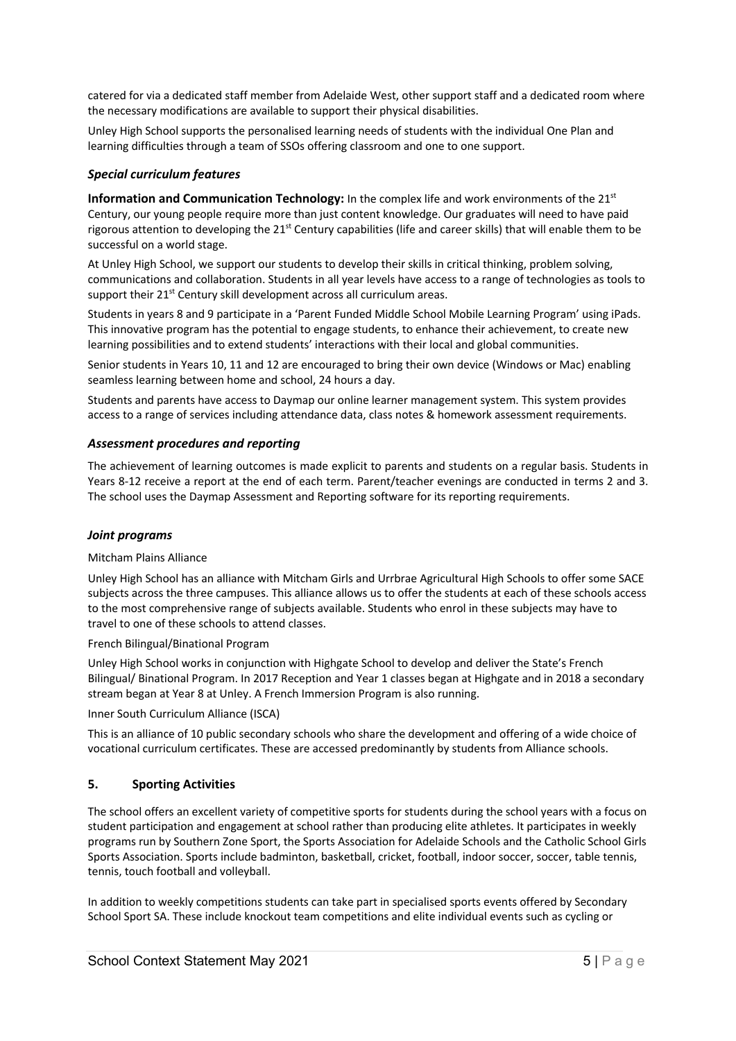catered for via a dedicated staff member from Adelaide West, other support staff and a dedicated room where the necessary modifications are available to support their physical disabilities.

Unley High School supports the personalised learning needs of students with the individual One Plan and learning difficulties through a team of SSOs offering classroom and one to one support.

### *Special curriculum features*

**Information and Communication Technology:** In the complex life and work environments of the 21st Century, our young people require more than just content knowledge. Our graduates will need to have paid rigorous attention to developing the 21st Century capabilities (life and career skills) that will enable them to be successful on a world stage.

At Unley High School, we support our students to develop their skills in critical thinking, problem solving, communications and collaboration. Students in all year levels have access to a range of technologies as tools to support their 21st Century skill development across all curriculum areas.

Students in years 8 and 9 participate in a 'Parent Funded Middle School Mobile Learning Program' using iPads. This innovative program has the potential to engage students, to enhance their achievement, to create new learning possibilities and to extend students' interactions with their local and global communities.

Senior students in Years 10, 11 and 12 are encouraged to bring their own device (Windows or Mac) enabling seamless learning between home and school, 24 hours a day.

Students and parents have access to Daymap our online learner management system. This system provides access to a range of services including attendance data, class notes & homework assessment requirements.

### *Assessment procedures and reporting*

The achievement of learning outcomes is made explicit to parents and students on a regular basis. Students in Years 8-12 receive a report at the end of each term. Parent/teacher evenings are conducted in terms 2 and 3. The school uses the Daymap Assessment and Reporting software for its reporting requirements.

### *Joint programs*

Mitcham Plains Alliance

Unley High School has an alliance with Mitcham Girls and Urrbrae Agricultural High Schools to offer some SACE subjects across the three campuses. This alliance allows us to offer the students at each of these schools access to the most comprehensive range of subjects available. Students who enrol in these subjects may have to travel to one of these schools to attend classes.

French Bilingual/Binational Program

Unley High School works in conjunction with Highgate School to develop and deliver the State's French Bilingual/ Binational Program. In 2017 Reception and Year 1 classes began at Highgate and in 2018 a secondary stream began at Year 8 at Unley. A French Immersion Program is also running.

Inner South Curriculum Alliance (ISCA)

This is an alliance of 10 public secondary schools who share the development and offering of a wide choice of vocational curriculum certificates. These are accessed predominantly by students from Alliance schools.

## 5. Sporting Activities

The school offers an excellent variety of competitive sports for students during the school years with a focus on student participation and engagement at school rather than producing elite athletes. It participates in weekly programs run by Southern Zone Sport, the Sports Association for Adelaide Schools and the Catholic School Girls Sports Association. Sports include badminton, basketball, cricket, football, indoor soccer, soccer, table tennis, tennis, touch football and volleyball.

In addition to weekly competitions students can take part in specialised sports events offered by Secondary School Sport SA. These include knockout team competitions and elite individual events such as cycling or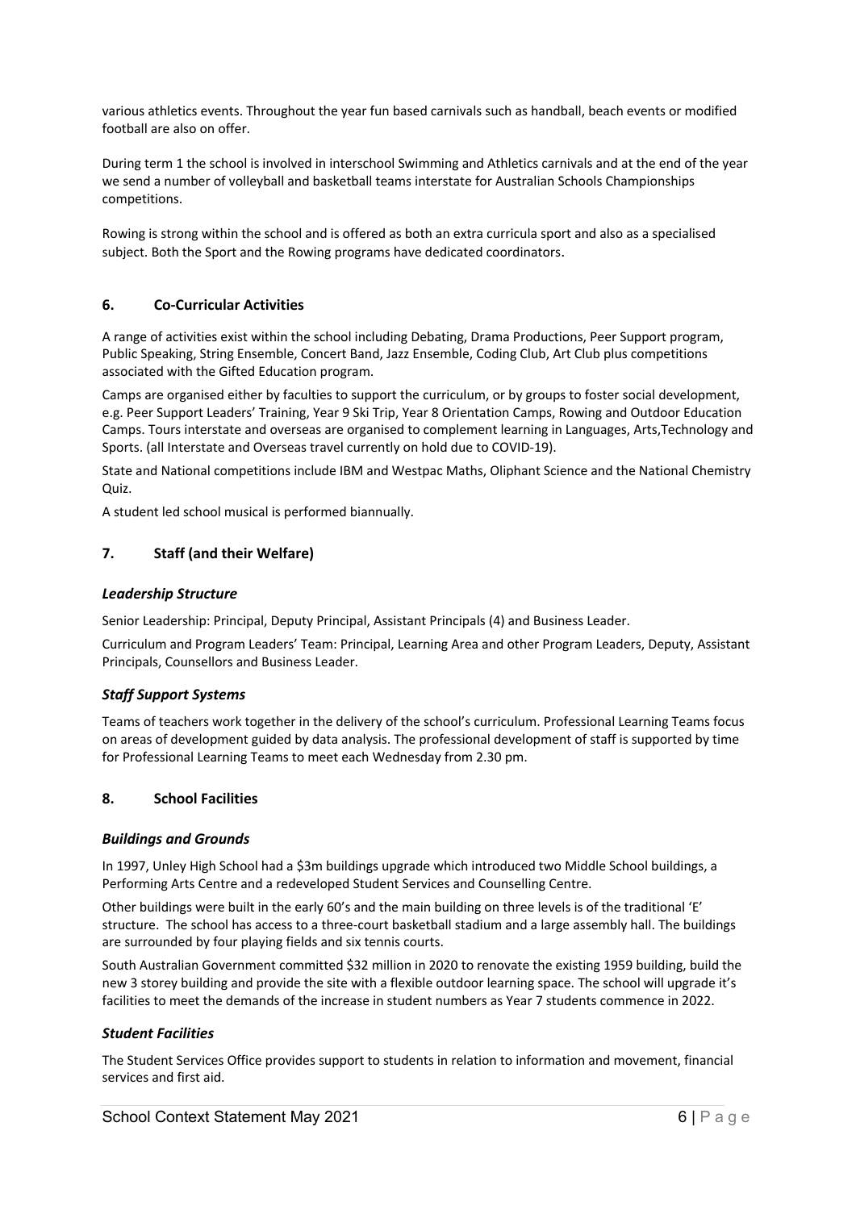various athletics events. Throughout the year fun based carnivals such as handball, beach events or modified football are also on offer.

During term 1 the school is involved in interschool Swimming and Athletics carnivals and at the end of the year we send a number of volleyball and basketball teams interstate for Australian Schools Championships competitions.

Rowing is strong within the school and is offered as both an extra curricula sport and also as a specialised subject. Both the Sport and the Rowing programs have dedicated coordinators.

## 6. Co-Curricular Activities

A range of activities exist within the school including Debating, Drama Productions, Peer Support program, Public Speaking, String Ensemble, Concert Band, Jazz Ensemble, Coding Club, Art Club plus competitions associated with the Gifted Education program.

Camps are organised either by faculties to support the curriculum, or by groups to foster social development, e.g. Peer Support Leaders' Training, Year 9 Ski Trip, Year 8 Orientation Camps, Rowing and Outdoor Education Camps. Tours interstate and overseas are organised to complement learning in Languages, Arts,Technology and Sports. (all Interstate and Overseas travel currently on hold due to COVID-19).

State and National competitions include IBM and Westpac Maths, Oliphant Science and the National Chemistry Quiz.

A student led school musical is performed biannually.

## 7. Staff (and their Welfare)

### *Leadership Structure*

Senior Leadership: Principal, Deputy Principal, Assistant Principals (4) and Business Leader.

Curriculum and Program Leaders' Team: Principal, Learning Area and other Program Leaders, Deputy, Assistant Principals, Counsellors and Business Leader.

### *Staff Support Systems*

Teams of teachers work together in the delivery of the school's curriculum. Professional Learning Teams focus on areas of development guided by data analysis. The professional development of staff is supported by time for Professional Learning Teams to meet each Wednesday from 2.30 pm.

## 8. School Facilities

### *Buildings and Grounds*

In 1997, Unley High School had a $3m buildings upgrade which introduced two Middle School buildings, a Performing Arts Centre and a redeveloped Student Services and Counselling Centre.

Other buildings were built in the early 60's and the main building on three levels is of the traditional 'E' structure. The school has access to a three-court basketball stadium and a large assembly hall. The buildings are surrounded by four playing fields and six tennis courts.

South Australian Government committed $32 million in 2020 to renovate the existing 1959 building, build the new 3 storey building and provide the site with a flexible outdoor learning space. The school will upgrade it's facilities to meet the demands of the increase in student numbers as Year 7 students commence in 2022.

### *Student Facilities*

The Student Services Office provides support to students in relation to information and movement, financial services and first aid.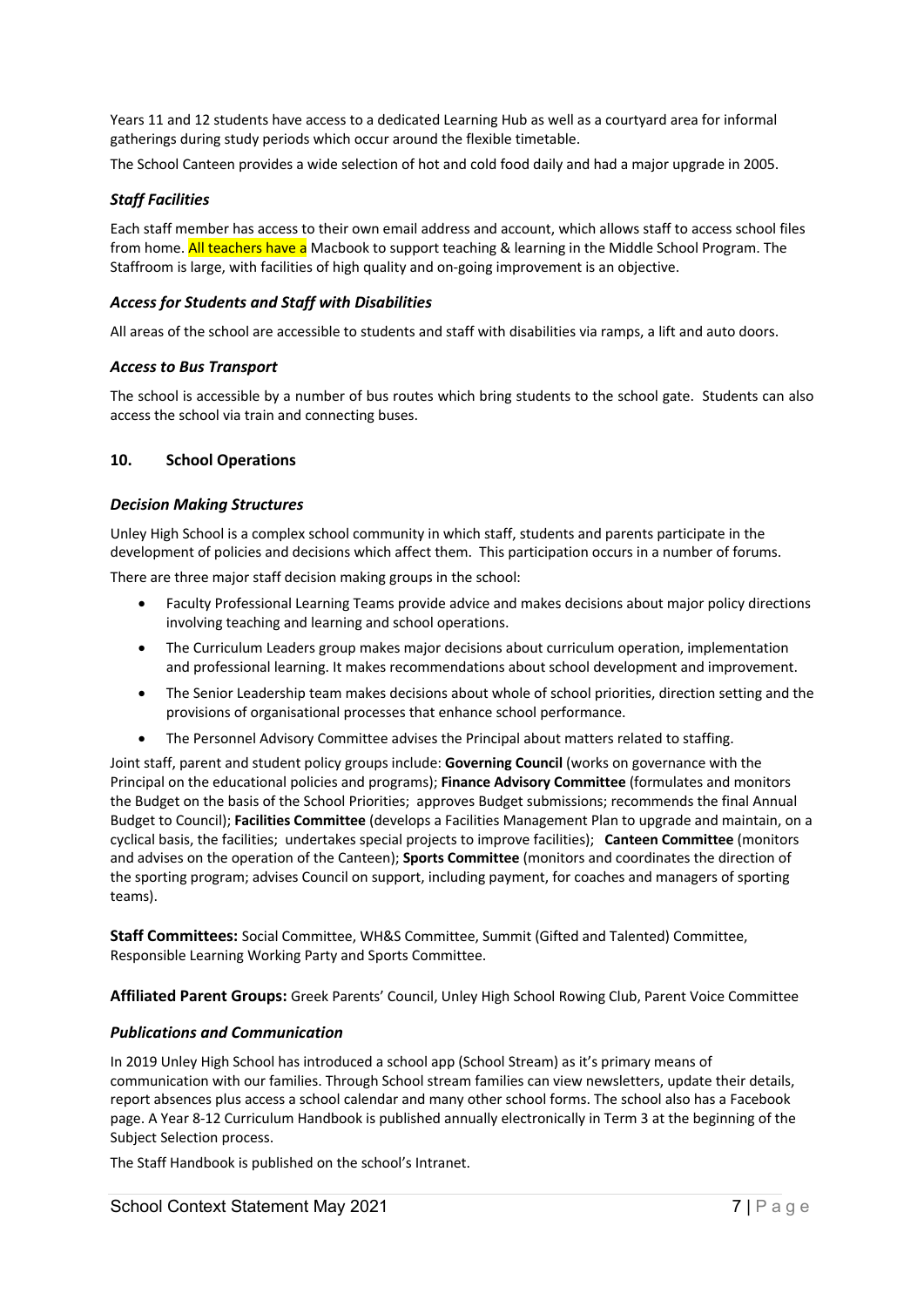Years 11 and 12 students have access to a dedicated Learning Hub as well as a courtyard area for informal gatherings during study periods which occur around the flexible timetable.

The School Canteen provides a wide selection of hot and cold food daily and had a major upgrade in 2005.

### *Staff Facilities*

Each staff member has access to their own email address and account, which allows staff to access school files from home. All teachers have a Macbook to support teaching & learning in the Middle School Program. The Staffroom is large, with facilities of high quality and on-going improvement is an objective.

### *Access for Students and Staff with Disabilities*

All areas of the school are accessible to students and staff with disabilities via ramps, a lift and auto doors.

### *Access to Bus Transport*

The school is accessible by a number of bus routes which bring students to the school gate. Students can also access the school via train and connecting buses.

## 10. School Operations

### *Decision Making Structures*

Unley High School is a complex school community in which staff, students and parents participate in the development of policies and decisions which affect them. This participation occurs in a number of forums.

There are three major staff decision making groups in the school:

- Faculty Professional Learning Teams provide advice and makes decisions about major policy directions involving teaching and learning and school operations.
- The Curriculum Leaders group makes major decisions about curriculum operation, implementation and professional learning. It makes recommendations about school development and improvement.
- The Senior Leadership team makes decisions about whole of school priorities, direction setting and the provisions of organisational processes that enhance school performance.
- The Personnel Advisory Committee advises the Principal about matters related to staffing.

Joint staff, parent and student policy groups include: **Governing Council** (works on governance with the Principal on the educational policies and programs); **Finance Advisory Committee** (formulates and monitors the Budget on the basis of the School Priorities; approves Budget submissions; recommends the final Annual Budget to Council); **Facilities Committee** (develops a Facilities Management Plan to upgrade and maintain, on a cyclical basis, the facilities; undertakes special projects to improve facilities); **Canteen Committee** (monitors and advises on the operation of the Canteen); **Sports Committee** (monitors and coordinates the direction of the sporting program; advises Council on support, including payment, for coaches and managers of sporting teams).

**Staff Committees:** Social Committee, WH&S Committee, Summit (Gifted and Talented) Committee, Responsible Learning Working Party and Sports Committee.

**Affiliated Parent Groups:** Greek Parents' Council, Unley High School Rowing Club, Parent Voice Committee

### *Publications and Communication*

In 2019 Unley High School has introduced a school app (School Stream) as it's primary means of communication with our families. Through School stream families can view newsletters, update their details, report absences plus access a school calendar and many other school forms. The school also has a Facebook page. A Year 8-12 Curriculum Handbook is published annually electronically in Term 3 at the beginning of the Subject Selection process.

The Staff Handbook is published on the school's Intranet.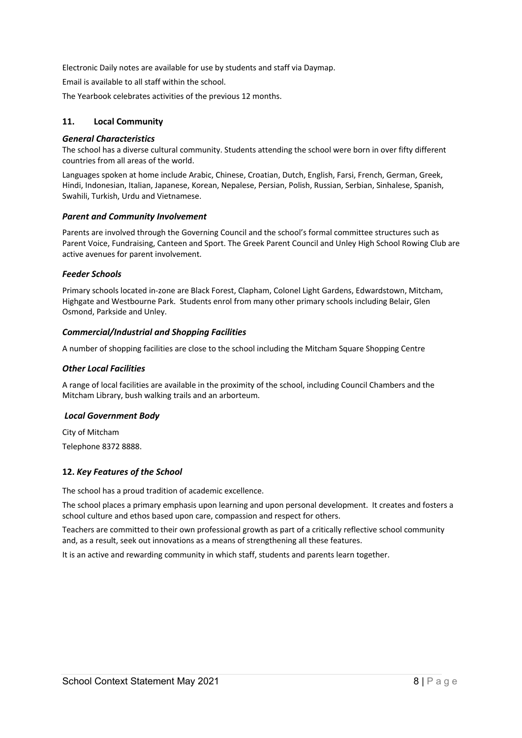Electronic Daily notes are available for use by students and staff via Daymap.

Email is available to all staff within the school.

The Yearbook celebrates activities of the previous 12 months.

## 11. Local Community

### *General Characteristics*

The school has a diverse cultural community. Students attending the school were born in over fifty different countries from all areas of the world.

Languages spoken at home include Arabic, Chinese, Croatian, Dutch, English, Farsi, French, German, Greek, Hindi, Indonesian, Italian, Japanese, Korean, Nepalese, Persian, Polish, Russian, Serbian, Sinhalese, Spanish, Swahili, Turkish, Urdu and Vietnamese.

### *Parent and Community Involvement*

Parents are involved through the Governing Council and the school's formal committee structures such as Parent Voice, Fundraising, Canteen and Sport. The Greek Parent Council and Unley High School Rowing Club are active avenues for parent involvement.

### *Feeder Schools*

Primary schools located in-zone are Black Forest, Clapham, Colonel Light Gardens, Edwardstown, Mitcham, Highgate and Westbourne Park. Students enrol from many other primary schools including Belair, Glen Osmond, Parkside and Unley.

### *Commercial/Industrial and Shopping Facilities*

A number of shopping facilities are close to the school including the Mitcham Square Shopping Centre

### *Other Local Facilities*

A range of local facilities are available in the proximity of the school, including Council Chambers and the Mitcham Library, bush walking trails and an arborteum.

### *Local Government Body*

City of Mitcham

Telephone 8372 8888.

## 12. *Key Features of the School*

The school has a proud tradition of academic excellence.

The school places a primary emphasis upon learning and upon personal development. It creates and fosters a school culture and ethos based upon care, compassion and respect for others.

Teachers are committed to their own professional growth as part of a critically reflective school community and, as a result, seek out innovations as a means of strengthening all these features.

It is an active and rewarding community in which staff, students and parents learn together.